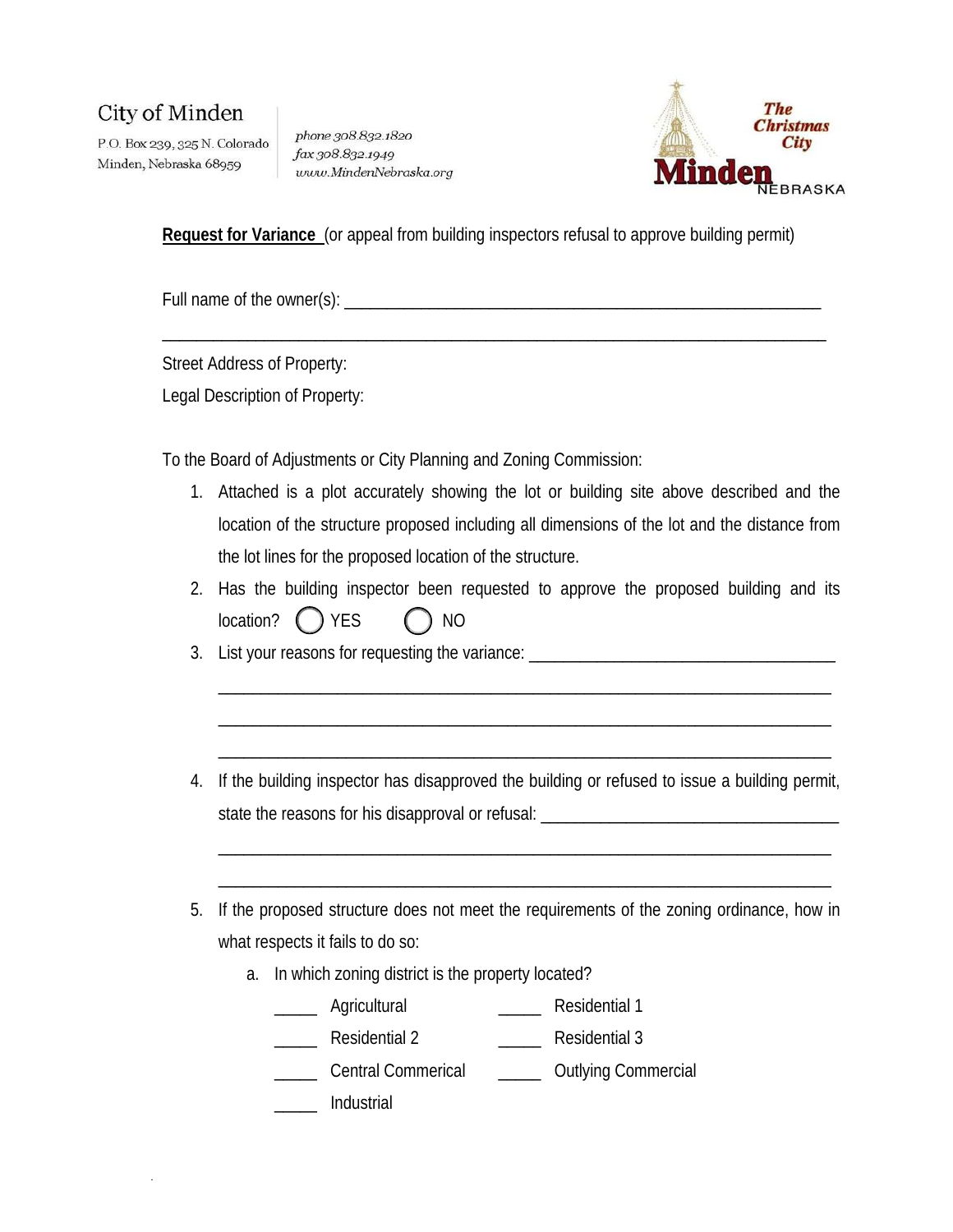City of Minden

P.O. Box 239, 325 N. Colorado
Minden, Nebraska 68959

*phone 308.832.1820*
*fax 308.832.1949*
*www.MindenNebraska.org*

**The Christmas City**
**Minden** NEBRASKA

**Request for Variance** (or appeal from building inspectors refusal to approve building permit)

Full name of the owner(s): ______________________________________________________

__________________________________________________________________________

Street Address of Property:

Legal Description of Property:

To the Board of Adjustments or City Planning and Zoning Commission:

1. Attached is a plot accurately showing the lot or building site above described and the location of the structure proposed including all dimensions of the lot and the distance from the lot lines for the proposed location of the structure.
2. Has the building inspector been requested to approve the proposed building and its location? ◯ YES ◯ NO
3. List your reasons for requesting the variance: ________________________________

   ____________________________________________________________________

   ____________________________________________________________________

   ____________________________________________________________________
4. If the building inspector has disapproved the building or refused to issue a building permit, state the reasons for his disapproval or refusal: ________________________________

   ____________________________________________________________________

   ____________________________________________________________________
5. If the proposed structure does not meet the requirements of the zoning ordinance, how in what respects it fails to do so:
   a. In which zoning district is the property located?

      _____ Agricultural
      _____ Residential 1
      _____ Residential 2
      _____ Residential 3
      _____ Central Commerical
      _____ Outlying Commercial
      _____ Industrial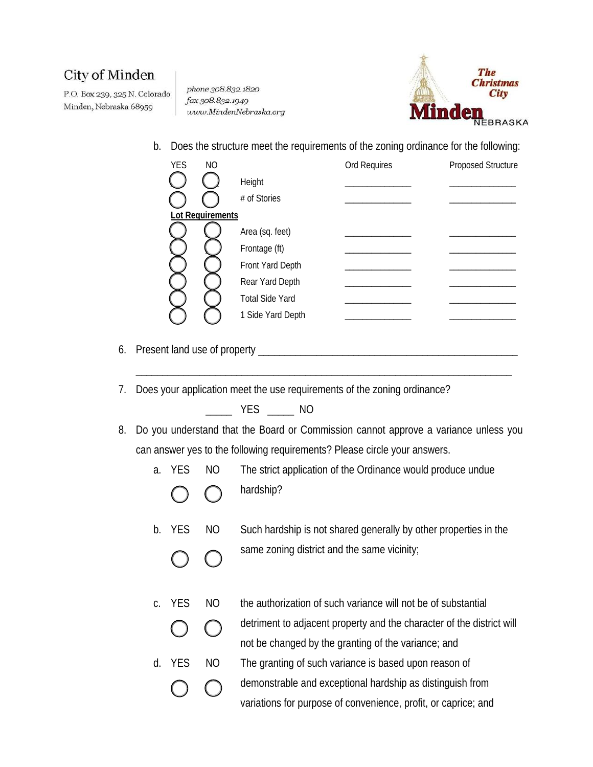City of Minden

P.O. Box 239, 325 N. Colorado
Minden, Nebraska 68959

phone 308.832.1820
fax 308.832.1949
www.MindenNebraska.org

The Christmas City
Minden NEBRASKA

b. Does the structure meet the requirements of the zoning ordinance for the following:

| YES | NO | | Ord Requires | Proposed Structure |
|---|---|---|---|---|
| ◯ | ◯ | Height | ______________ | ______________ |
| ◯ | ◯ | # of Stories | ______________ | ______________ |
| **Lot Requirements** | | | | |
| ◯ | ◯ | Area (sq. feet) | ______________ | ______________ |
| ◯ | ◯ | Frontage (ft) | ______________ | ______________ |
| ◯ | ◯ | Front Yard Depth | ______________ | ______________ |
| ◯ | ◯ | Rear Yard Depth | ______________ | ______________ |
| ◯ | ◯ | Total Side Yard | ______________ | ______________ |
| ◯ | ◯ | 1 Side Yard Depth | ______________ | ______________ |

6. Present land use of property ______________________________________________

______________________________________________________________________

7. Does your application meet the use requirements of the zoning ordinance?

   _____ YES _____ NO

8. Do you understand that the Board or Commission cannot approve a variance unless you can answer yes to the following requirements? Please circle your answers.

   a. YES ◯ NO ◯ The strict application of the Ordinance would produce undue hardship?

   b. YES ◯ NO ◯ Such hardship is not shared generally by other properties in the same zoning district and the same vicinity;

   c. YES ◯ NO ◯ the authorization of such variance will not be of substantial detriment to adjacent property and the character of the district will not be changed by the granting of the variance; and

   d. YES ◯ NO ◯ The granting of such variance is based upon reason of demonstrable and exceptional hardship as distinguish from variations for purpose of convenience, profit, or caprice; and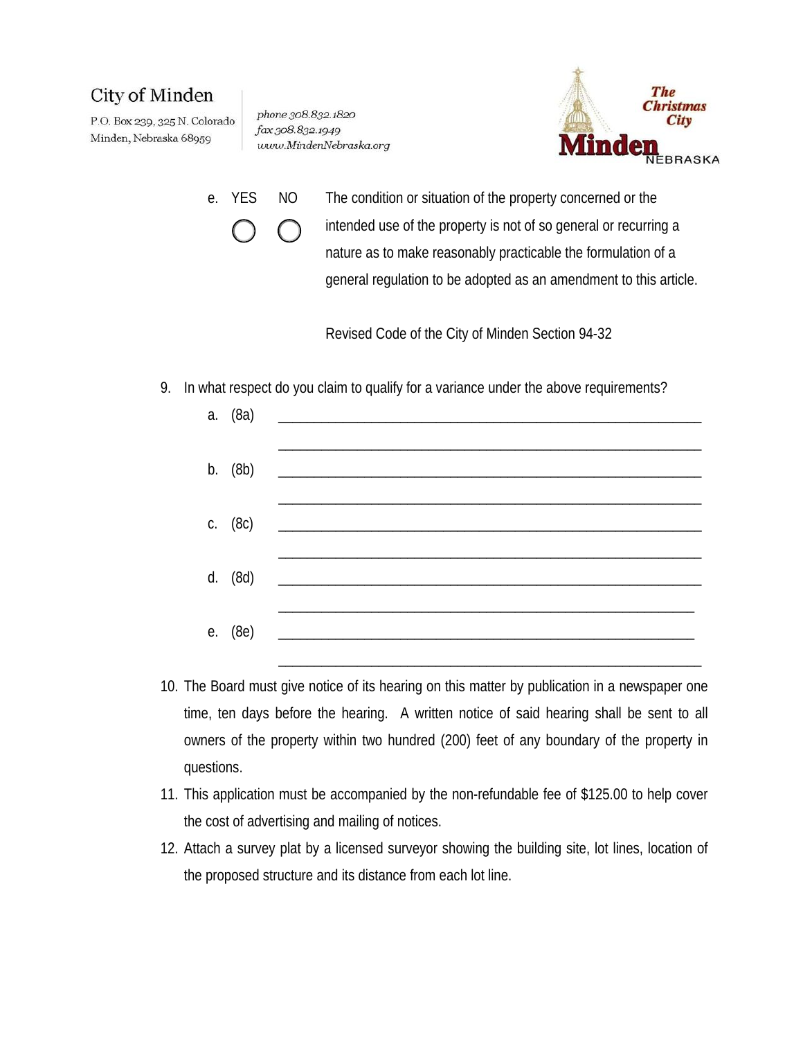e. YES ◯ NO ◯ The condition or situation of the property concerned or the intended use of the property is not of so general or recurring a nature as to make reasonably practicable the formulation of a general regulation to be adopted as an amendment to this article.

Revised Code of the City of Minden Section 94-32

9. In what respect do you claim to qualify for a variance under the above requirements?
   a. (8a) ____________________________________________________________
      ____________________________________________________________
   b. (8b) ____________________________________________________________
      ____________________________________________________________
   c. (8c) ____________________________________________________________
      ____________________________________________________________
   d. (8d) ____________________________________________________________
      ____________________________________________________________
   e. (8e) ____________________________________________________________
      ____________________________________________________________
10. The Board must give notice of its hearing on this matter by publication in a newspaper one time, ten days before the hearing. A written notice of said hearing shall be sent to all owners of the property within two hundred (200) feet of any boundary of the property in questions.
11. This application must be accompanied by the non-refundable fee of $125.00 to help cover the cost of advertising and mailing of notices.
12. Attach a survey plat by a licensed surveyor showing the building site, lot lines, location of the proposed structure and its distance from each lot line.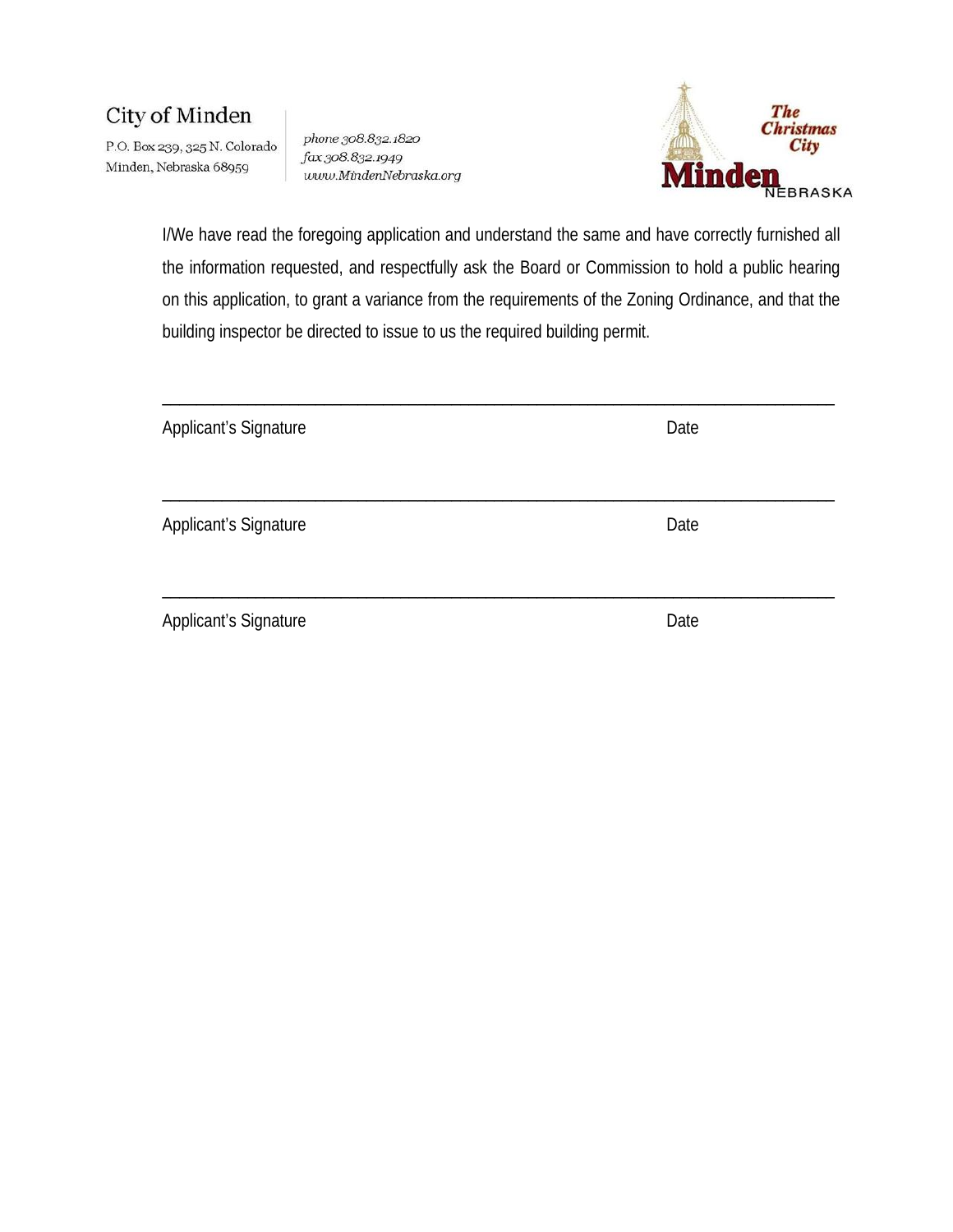City of Minden

P.O. Box 239, 325 N. Colorado
Minden, Nebraska 68959

*phone 308.832.1820*
*fax 308.832.1949*
*www.MindenNebraska.org*

The Christmas City
Minden NEBRASKA

I/We have read the foregoing application and understand the same and have correctly furnished all the information requested, and respectfully ask the Board or Commission to hold a public hearing on this application, to grant a variance from the requirements of the Zoning Ordinance, and that the building inspector be directed to issue to us the required building permit.

_______________________________________________________________________________

Applicant's Signature                                                                                    Date

_______________________________________________________________________________

Applicant's Signature                                                                                    Date

_______________________________________________________________________________

Applicant's Signature                                                                                    Date